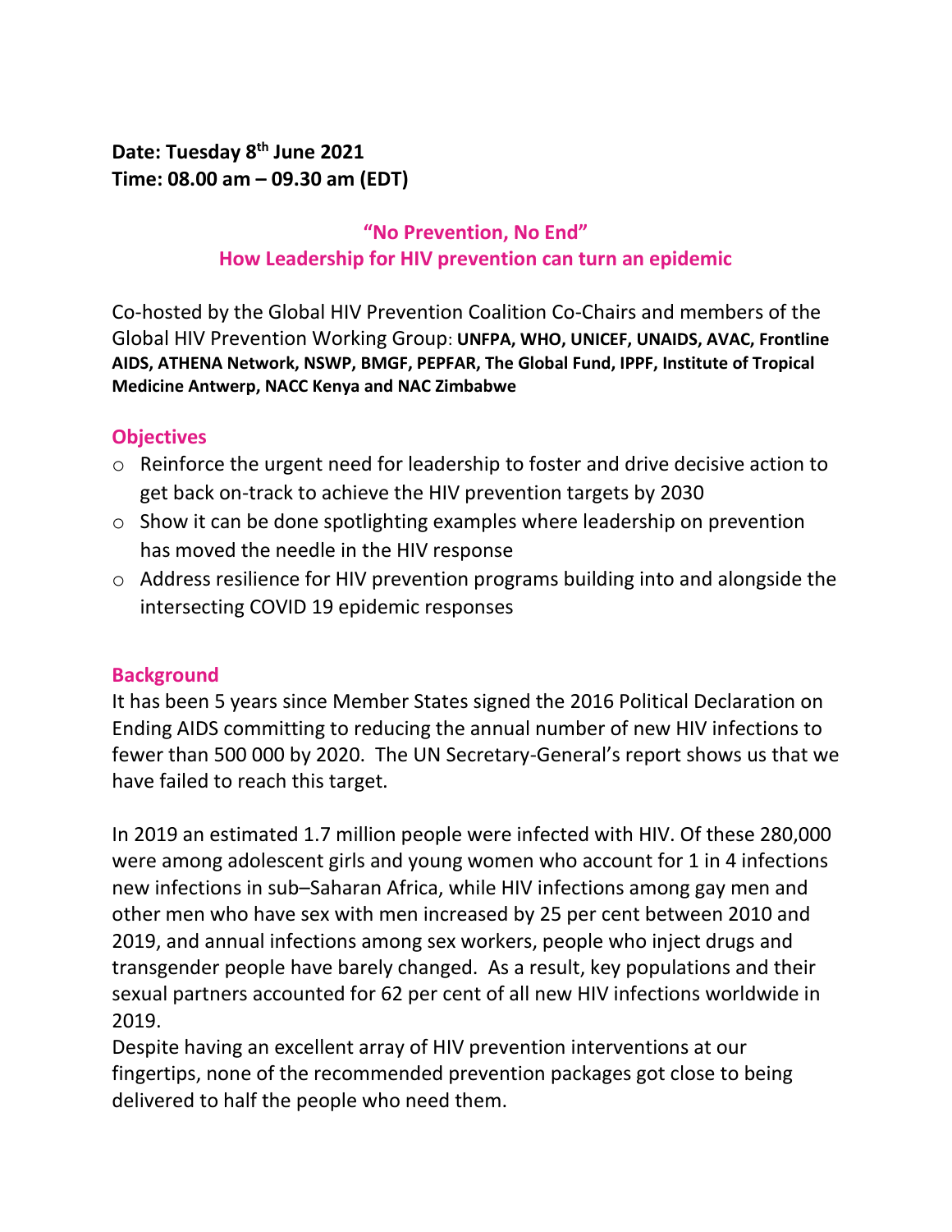**Date: Tuesday 8th June 2021**
**Time: 08.00 am – 09.30 am (EDT)**

## "No Prevention, No End"
## How Leadership for HIV prevention can turn an epidemic

Co-hosted by the Global HIV Prevention Coalition Co-Chairs and members of the Global HIV Prevention Working Group: **UNFPA, WHO, UNICEF, UNAIDS, AVAC, Frontline AIDS, ATHENA Network, NSWP, BMGF, PEPFAR, The Global Fund, IPPF, Institute of Tropical Medicine Antwerp, NACC Kenya and NAC Zimbabwe**

### Objectives

- Reinforce the urgent need for leadership to foster and drive decisive action to get back on-track to achieve the HIV prevention targets by 2030
- Show it can be done spotlighting examples where leadership on prevention has moved the needle in the HIV response
- Address resilience for HIV prevention programs building into and alongside the intersecting COVID 19 epidemic responses

### Background

It has been 5 years since Member States signed the 2016 Political Declaration on Ending AIDS committing to reducing the annual number of new HIV infections to fewer than 500 000 by 2020. The UN Secretary-General's report shows us that we have failed to reach this target.

In 2019 an estimated 1.7 million people were infected with HIV. Of these 280,000 were among adolescent girls and young women who account for 1 in 4 infections new infections in sub–Saharan Africa, while HIV infections among gay men and other men who have sex with men increased by 25 per cent between 2010 and 2019, and annual infections among sex workers, people who inject drugs and transgender people have barely changed. As a result, key populations and their sexual partners accounted for 62 per cent of all new HIV infections worldwide in 2019.
Despite having an excellent array of HIV prevention interventions at our fingertips, none of the recommended prevention packages got close to being delivered to half the people who need them.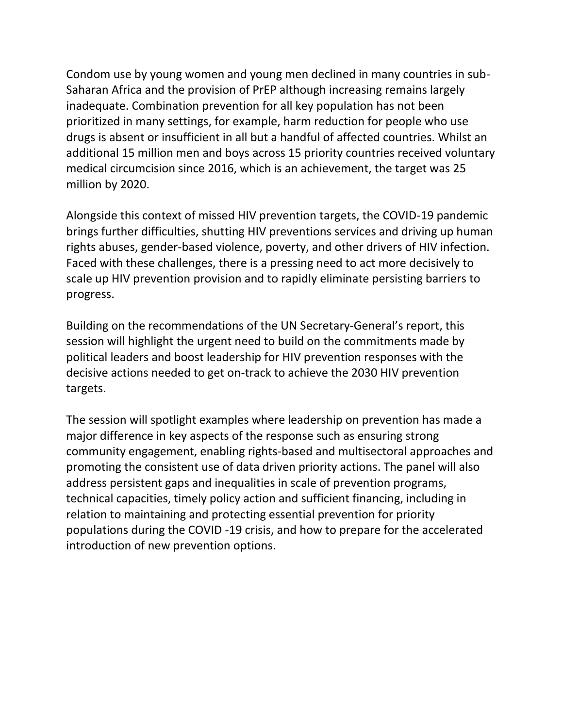Condom use by young women and young men declined in many countries in sub-Saharan Africa and the provision of PrEP although increasing remains largely inadequate. Combination prevention for all key population has not been prioritized in many settings, for example, harm reduction for people who use drugs is absent or insufficient in all but a handful of affected countries. Whilst an additional 15 million men and boys across 15 priority countries received voluntary medical circumcision since 2016, which is an achievement, the target was 25 million by 2020.

Alongside this context of missed HIV prevention targets, the COVID-19 pandemic brings further difficulties, shutting HIV preventions services and driving up human rights abuses, gender-based violence, poverty, and other drivers of HIV infection. Faced with these challenges, there is a pressing need to act more decisively to scale up HIV prevention provision and to rapidly eliminate persisting barriers to progress.

Building on the recommendations of the UN Secretary-General's report, this session will highlight the urgent need to build on the commitments made by political leaders and boost leadership for HIV prevention responses with the decisive actions needed to get on-track to achieve the 2030 HIV prevention targets.

The session will spotlight examples where leadership on prevention has made a major difference in key aspects of the response such as ensuring strong community engagement, enabling rights-based and multisectoral approaches and promoting the consistent use of data driven priority actions. The panel will also address persistent gaps and inequalities in scale of prevention programs, technical capacities, timely policy action and sufficient financing, including in relation to maintaining and protecting essential prevention for priority populations during the COVID -19 crisis, and how to prepare for the accelerated introduction of new prevention options.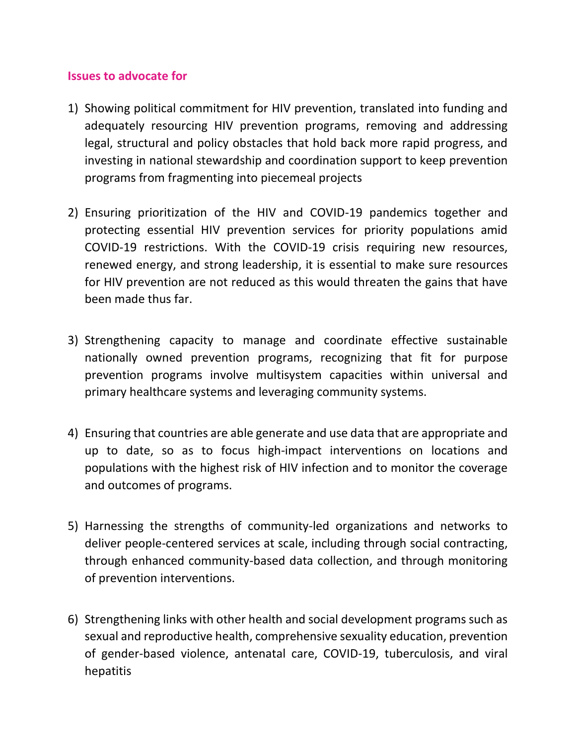**Issues to advocate for**

1) Showing political commitment for HIV prevention, translated into funding and adequately resourcing HIV prevention programs, removing and addressing legal, structural and policy obstacles that hold back more rapid progress, and investing in national stewardship and coordination support to keep prevention programs from fragmenting into piecemeal projects

2) Ensuring prioritization of the HIV and COVID-19 pandemics together and protecting essential HIV prevention services for priority populations amid COVID-19 restrictions. With the COVID-19 crisis requiring new resources, renewed energy, and strong leadership, it is essential to make sure resources for HIV prevention are not reduced as this would threaten the gains that have been made thus far.

3) Strengthening capacity to manage and coordinate effective sustainable nationally owned prevention programs, recognizing that fit for purpose prevention programs involve multisystem capacities within universal and primary healthcare systems and leveraging community systems.

4) Ensuring that countries are able generate and use data that are appropriate and up to date, so as to focus high-impact interventions on locations and populations with the highest risk of HIV infection and to monitor the coverage and outcomes of programs.

5) Harnessing the strengths of community-led organizations and networks to deliver people-centered services at scale, including through social contracting, through enhanced community-based data collection, and through monitoring of prevention interventions.

6) Strengthening links with other health and social development programs such as sexual and reproductive health, comprehensive sexuality education, prevention of gender-based violence, antenatal care, COVID-19, tuberculosis, and viral hepatitis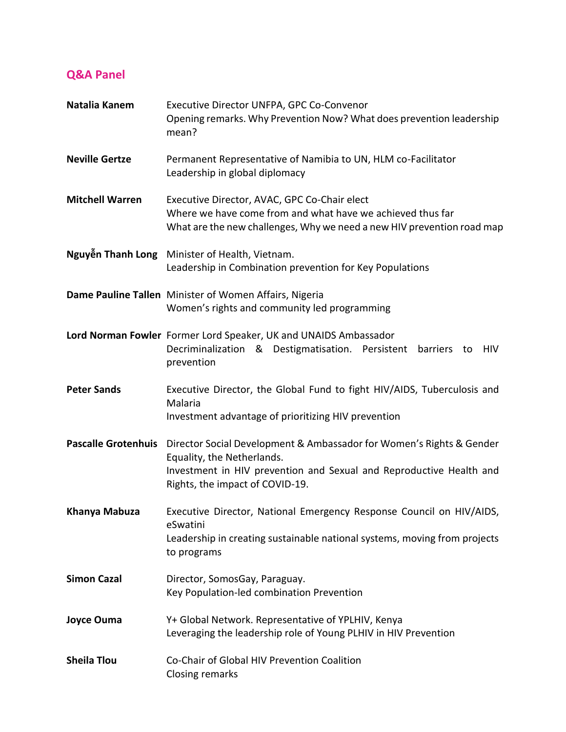## Q&A Panel

**Natalia Kanem**
Executive Director UNFPA, GPC Co-Convenor
Opening remarks. Why Prevention Now? What does prevention leadership mean?

**Neville Gertze**
Permanent Representative of Namibia to UN, HLM co-Facilitator
Leadership in global diplomacy

**Mitchell Warren**
Executive Director, AVAC, GPC Co-Chair elect
Where we have come from and what have we achieved thus far
What are the new challenges, Why we need a new HIV prevention road map

**Nguyễn Thanh Long**
Minister of Health, Vietnam.
Leadership in Combination prevention for Key Populations

**Dame Pauline Tallen**
Minister of Women Affairs, Nigeria
Women's rights and community led programming

**Lord Norman Fowler**
Former Lord Speaker, UK and UNAIDS Ambassador
Decriminalization & Destigmatisation. Persistent barriers to HIV prevention

**Peter Sands**
Executive Director, the Global Fund to fight HIV/AIDS, Tuberculosis and Malaria
Investment advantage of prioritizing HIV prevention

**Pascalle Grotenhuis**
Director Social Development & Ambassador for Women's Rights & Gender Equality, the Netherlands.
Investment in HIV prevention and Sexual and Reproductive Health and Rights, the impact of COVID-19.

**Khanya Mabuza**
Executive Director, National Emergency Response Council on HIV/AIDS, eSwatini
Leadership in creating sustainable national systems, moving from projects to programs

**Simon Cazal**
Director, SomosGay, Paraguay.
Key Population-led combination Prevention

**Joyce Ouma**
Y+ Global Network. Representative of YPLHIV, Kenya
Leveraging the leadership role of Young PLHIV in HIV Prevention

**Sheila Tlou**
Co-Chair of Global HIV Prevention Coalition
Closing remarks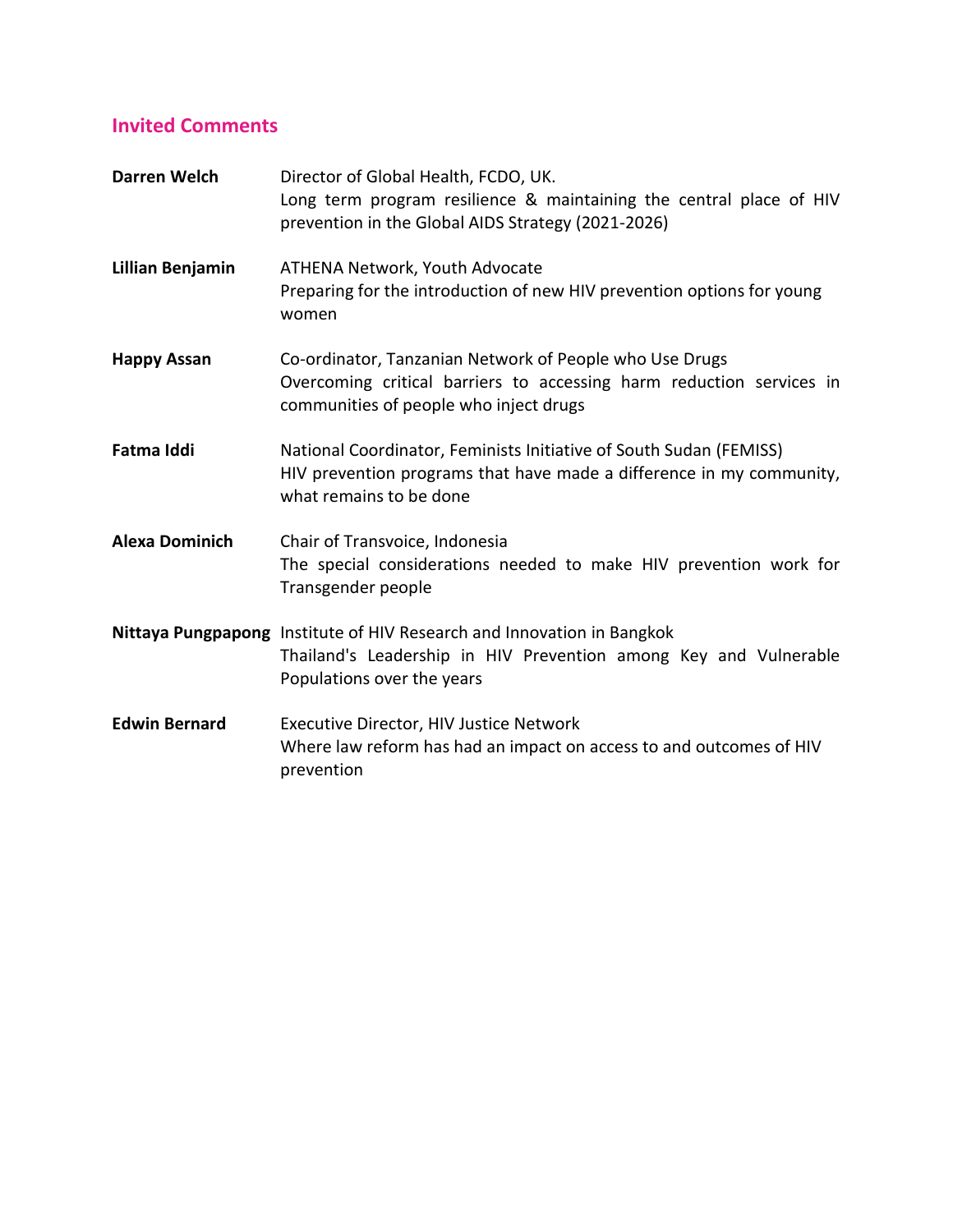## Invited Comments

| | |
|---|---|
| **Darren Welch** | Director of Global Health, FCDO, UK.<br>Long term program resilience & maintaining the central place of HIV prevention in the Global AIDS Strategy (2021-2026) |
| **Lillian Benjamin** | ATHENA Network, Youth Advocate<br>Preparing for the introduction of new HIV prevention options for young women |
| **Happy Assan** | Co-ordinator, Tanzanian Network of People who Use Drugs<br>Overcoming critical barriers to accessing harm reduction services in communities of people who inject drugs |
| **Fatma Iddi** | National Coordinator, Feminists Initiative of South Sudan (FEMISS)<br>HIV prevention programs that have made a difference in my community, what remains to be done |
| **Alexa Dominich** | Chair of Transvoice, Indonesia<br>The special considerations needed to make HIV prevention work for Transgender people |
| **Nittaya Pungpapong** | Institute of HIV Research and Innovation in Bangkok<br>Thailand's Leadership in HIV Prevention among Key and Vulnerable Populations over the years |
| **Edwin Bernard** | Executive Director, HIV Justice Network<br>Where law reform has had an impact on access to and outcomes of HIV prevention |